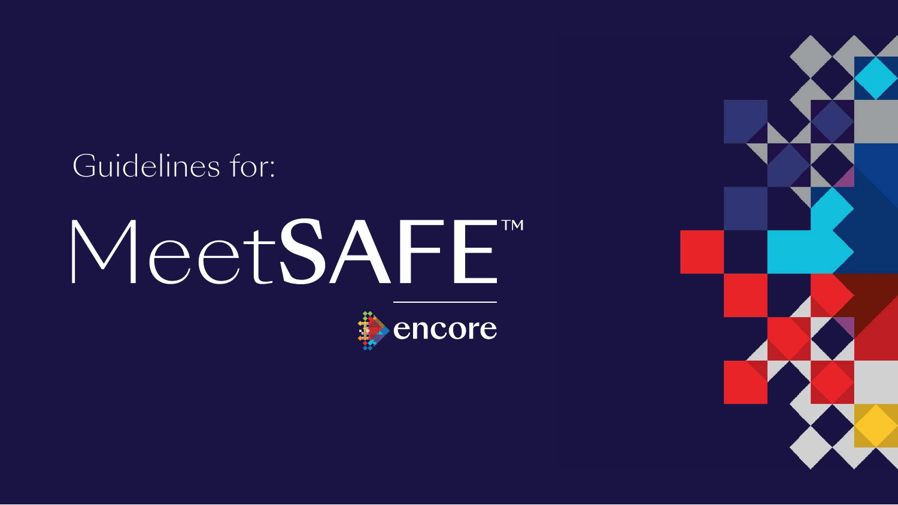Guidelines for:

# MeetSAFE™

encore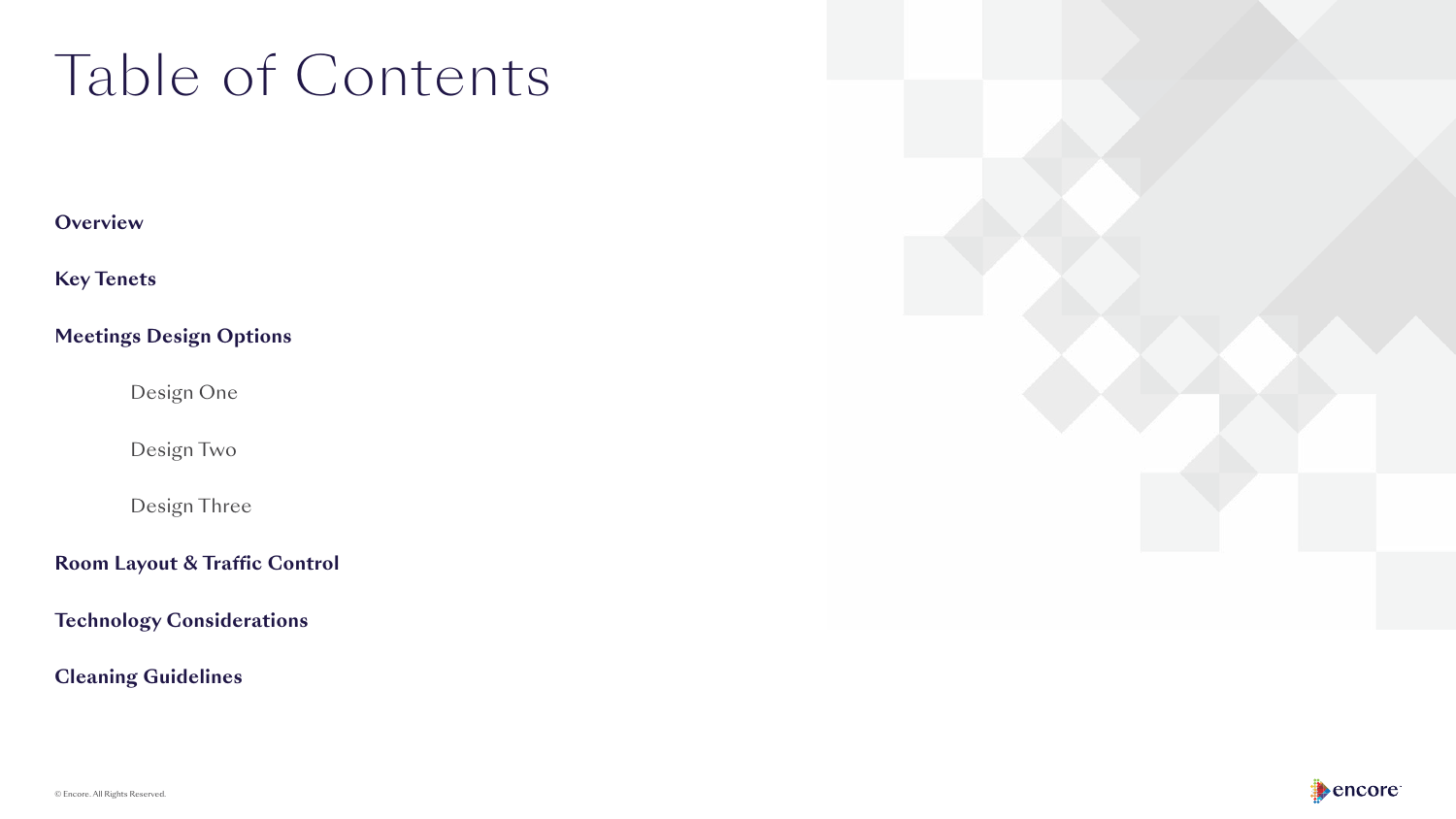# Table of Contents

**Overview**

**Key Tenets**

**Meetings Design Options**

- Design One
- Design Two
- Design Three

**Room Layout & Traffic Control**

**Technology Considerations**

**Cleaning Guidelines**

© Encore. All Rights Reserved.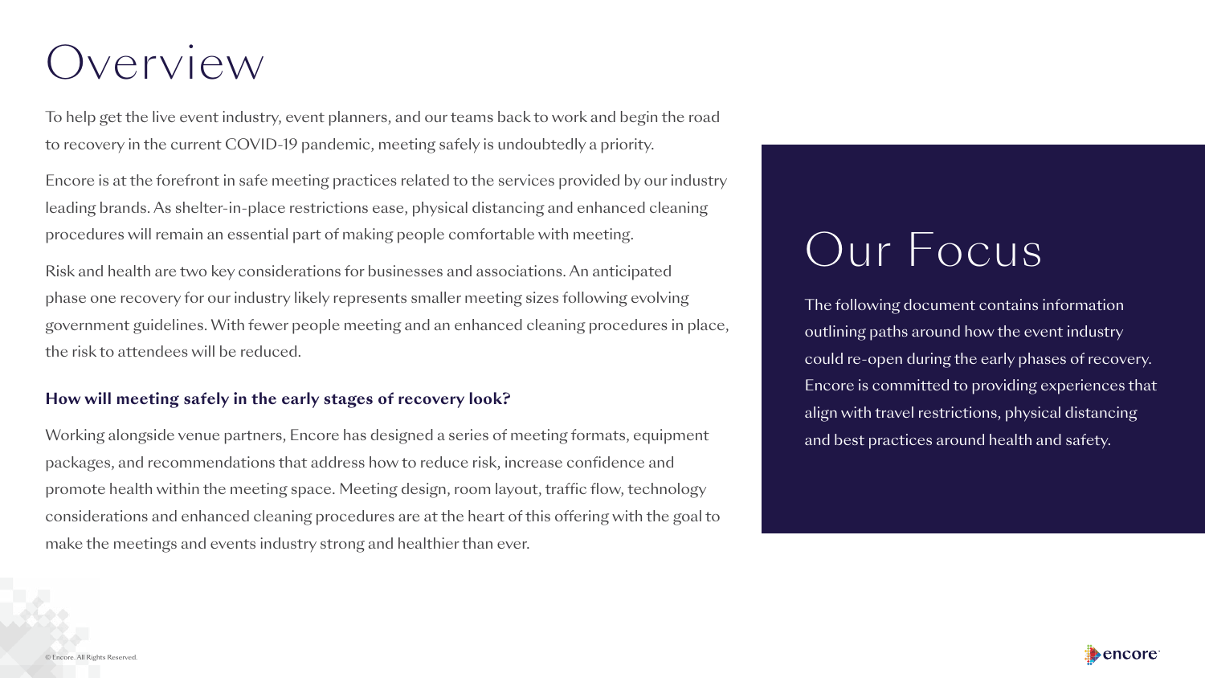# Overview

To help get the live event industry, event planners, and our teams back to work and begin the road to recovery in the current COVID-19 pandemic, meeting safely is undoubtedly a priority.

Encore is at the forefront in safe meeting practices related to the services provided by our industry leading brands. As shelter-in-place restrictions ease, physical distancing and enhanced cleaning procedures will remain an essential part of making people comfortable with meeting.

Risk and health are two key considerations for businesses and associations. An anticipated phase one recovery for our industry likely represents smaller meeting sizes following evolving government guidelines. With fewer people meeting and an enhanced cleaning procedures in place, the risk to attendees will be reduced.

**How will meeting safely in the early stages of recovery look?**

Working alongside venue partners, Encore has designed a series of meeting formats, equipment packages, and recommendations that address how to reduce risk, increase confidence and promote health within the meeting space. Meeting design, room layout, traffic flow, technology considerations and enhanced cleaning procedures are at the heart of this offering with the goal to make the meetings and events industry strong and healthier than ever.

# Our Focus

The following document contains information outlining paths around how the event industry could re-open during the early phases of recovery. Encore is committed to providing experiences that align with travel restrictions, physical distancing and best practices around health and safety.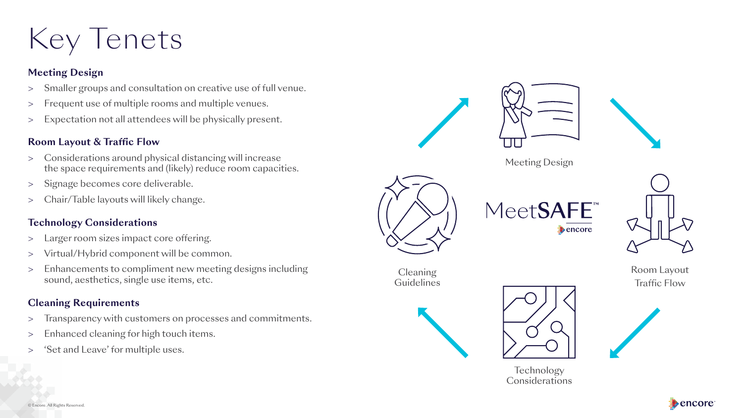# Key Tenets

**Meeting Design**

- Smaller groups and consultation on creative use of full venue.
- Frequent use of multiple rooms and multiple venues.
- Expectation not all attendees will be physically present.

**Room Layout & Traffic Flow**

- Considerations around physical distancing will increase the space requirements and (likely) reduce room capacities.
- Signage becomes core deliverable.
- Chair/Table layouts will likely change.

**Technology Considerations**

- Larger room sizes impact core offering.
- Virtual/Hybrid component will be common.
- Enhancements to compliment new meeting designs including sound, aesthetics, single use items, etc.

**Cleaning Requirements**

- Transparency with customers on processes and commitments.
- Enhanced cleaning for high touch items.
- 'Set and Leave' for multiple uses.

Meeting Design

Room Layout Traffic Flow

Technology Considerations

Cleaning Guidelines

MeetSAFE™ encore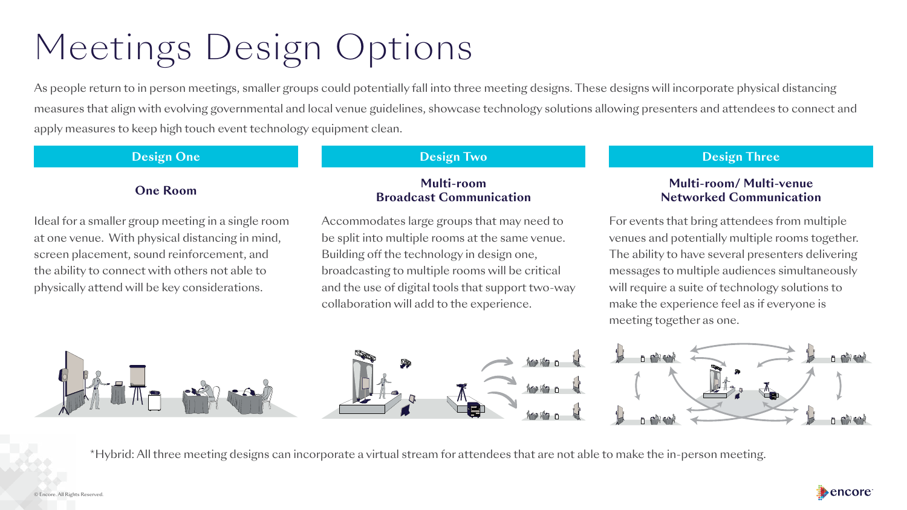# Meetings Design Options

As people return to in person meetings, smaller groups could potentially fall into three meeting designs. These designs will incorporate physical distancing measures that align with evolving governmental and local venue guidelines, showcase technology solutions allowing presenters and attendees to connect and apply measures to keep high touch event technology equipment clean.

## Design One

### One Room

Ideal for a smaller group meeting in a single room at one venue. With physical distancing in mind, screen placement, sound reinforcement, and the ability to connect with others not able to physically attend will be key considerations.

## Design Two

### Multi-room Broadcast Communication

Accommodates large groups that may need to be split into multiple rooms at the same venue. Building off the technology in design one, broadcasting to multiple rooms will be critical and the use of digital tools that support two-way collaboration will add to the experience.

## Design Three

### Multi-room/ Multi-venue Networked Communication

For events that bring attendees from multiple venues and potentially multiple rooms together. The ability to have several presenters delivering messages to multiple audiences simultaneously will require a suite of technology solutions to make the experience feel as if everyone is meeting together as one.

*Hybrid: All three meeting designs can incorporate a virtual stream for attendees that are not able to make the in-person meeting.

© Encore. All Rights Reserved.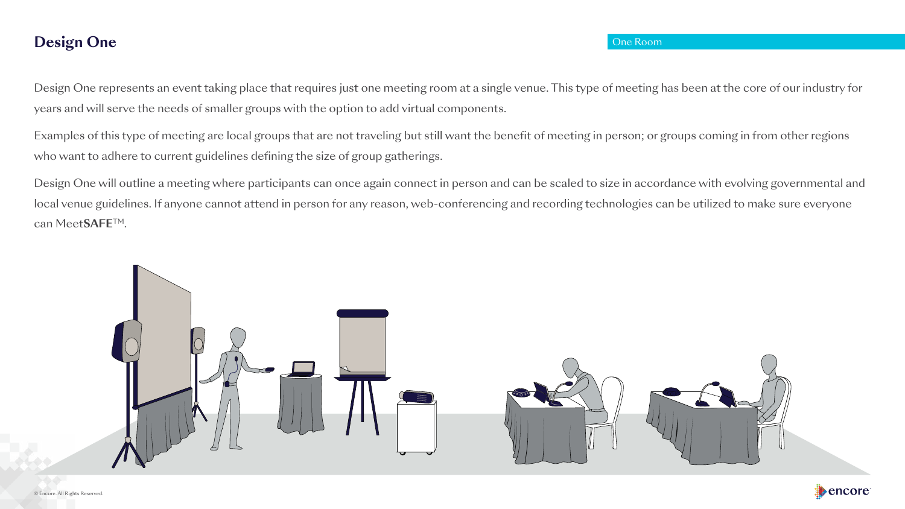## Design One

One Room

Design One represents an event taking place that requires just one meeting room at a single venue. This type of meeting has been at the core of our industry for years and will serve the needs of smaller groups with the option to add virtual components.

Examples of this type of meeting are local groups that are not traveling but still want the benefit of meeting in person; or groups coming in from other regions who want to adhere to current guidelines defining the size of group gatherings.

Design One will outline a meeting where participants can once again connect in person and can be scaled to size in accordance with evolving governmental and local venue guidelines. If anyone cannot attend in person for any reason, web-conferencing and recording technologies can be utilized to make sure everyone can Meet**SAFE**™.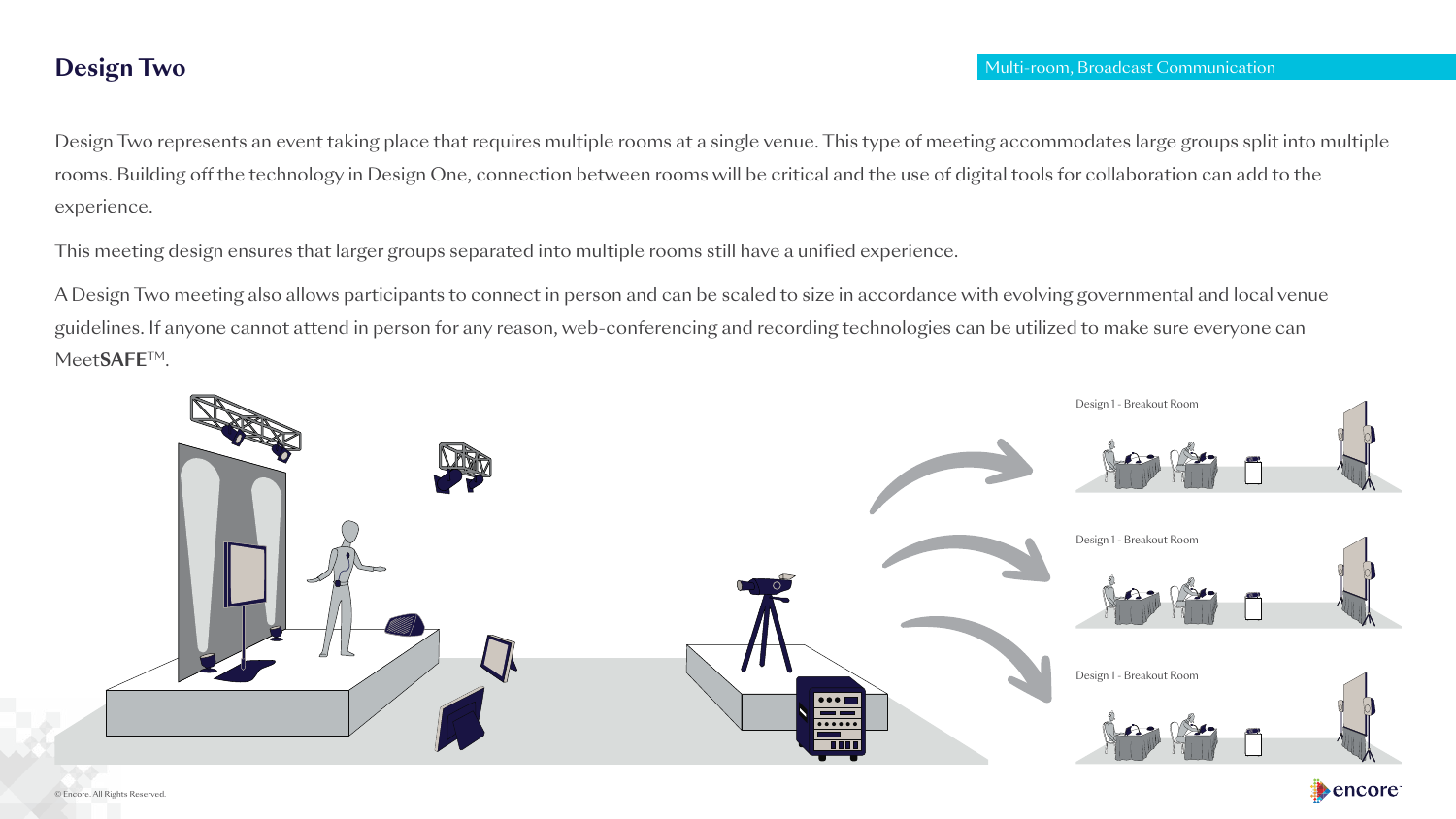# Design Two

Multi-room, Broadcast Communication

Design Two represents an event taking place that requires multiple rooms at a single venue. This type of meeting accommodates large groups split into multiple rooms. Building off the technology in Design One, connection between rooms will be critical and the use of digital tools for collaboration can add to the experience.

This meeting design ensures that larger groups separated into multiple rooms still have a unified experience.

A Design Two meeting also allows participants to connect in person and can be scaled to size in accordance with evolving governmental and local venue guidelines. If anyone cannot attend in person for any reason, web-conferencing and recording technologies can be utilized to make sure everyone can Meet**SAFE**™.

Design 1 - Breakout Room

Design 1 - Breakout Room

Design 1 - Breakout Room

© Encore. All Rights Reserved.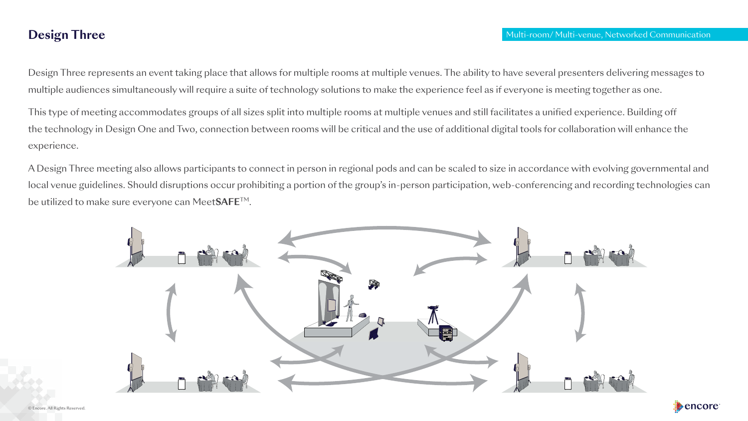## Design Three

Multi-room/ Multi-venue, Networked Communication

Design Three represents an event taking place that allows for multiple rooms at multiple venues. The ability to have several presenters delivering messages to multiple audiences simultaneously will require a suite of technology solutions to make the experience feel as if everyone is meeting together as one.

This type of meeting accommodates groups of all sizes split into multiple rooms at multiple venues and still facilitates a unified experience. Building off the technology in Design One and Two, connection between rooms will be critical and the use of additional digital tools for collaboration will enhance the experience.

A Design Three meeting also allows participants to connect in person in regional pods and can be scaled to size in accordance with evolving governmental and local venue guidelines. Should disruptions occur prohibiting a portion of the group's in-person participation, web-conferencing and recording technologies can be utilized to make sure everyone can Meet**SAFE**™.

© Encore. All Rights Reserved.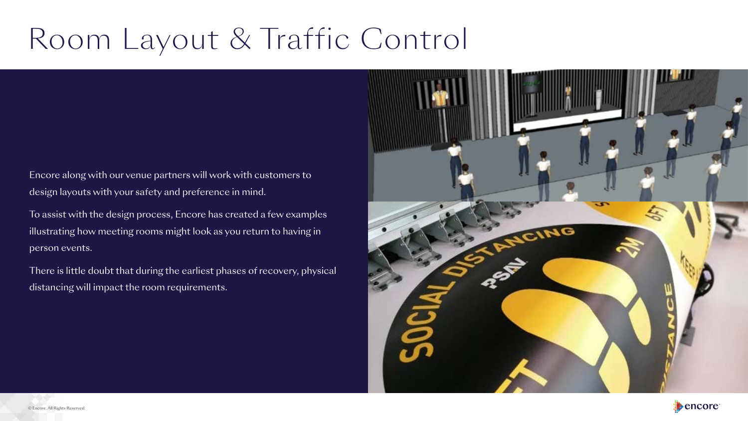# Room Layout & Traffic Control

Encore along with our venue partners will work with customers to design layouts with your safety and preference in mind.

To assist with the design process, Encore has created a few examples illustrating how meeting rooms might look as you return to having in person events.

There is little doubt that during the earliest phases of recovery, physical distancing will impact the room requirements.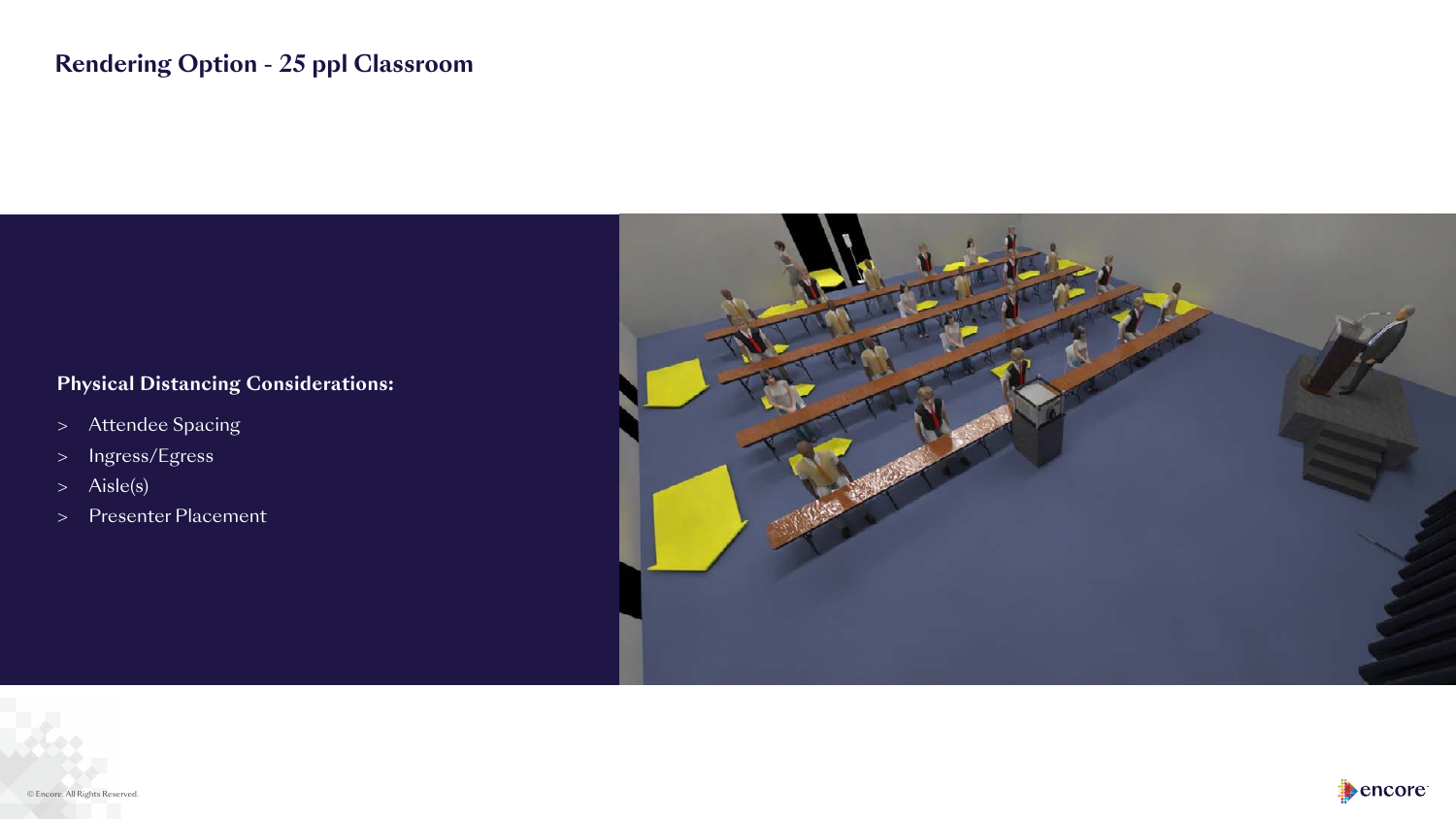# Rendering Option - 25 ppl Classroom

**Physical Distancing Considerations:**

- Attendee Spacing
- Ingress/Egress
- Aisle(s)
- Presenter Placement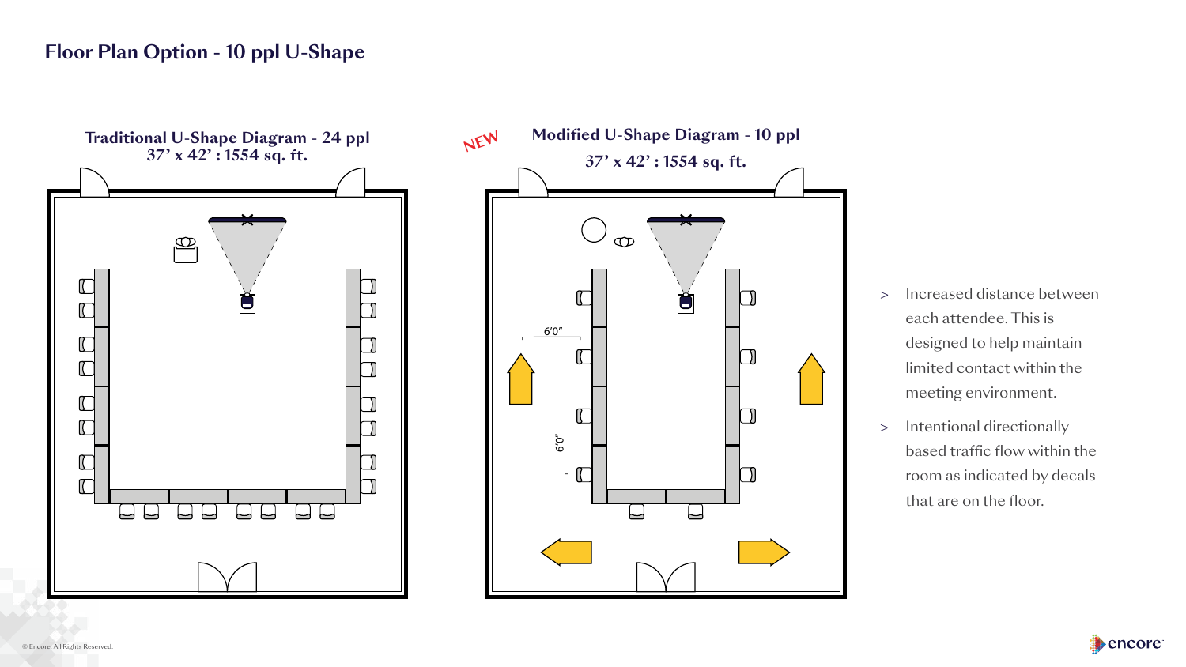# Floor Plan Option - 10 ppl U-Shape

**Traditional U-Shape Diagram - 24 ppl**
**37' x 42' : 1554 sq. ft.**

NEW

**Modified U-Shape Diagram - 10 ppl**
**37' x 42' : 1554 sq. ft.**

6'0"

6'0"

- Increased distance between each attendee. This is designed to help maintain limited contact within the meeting environment.
- Intentional directionally based traffic flow within the room as indicated by decals that are on the floor.

© Encore. All Rights Reserved.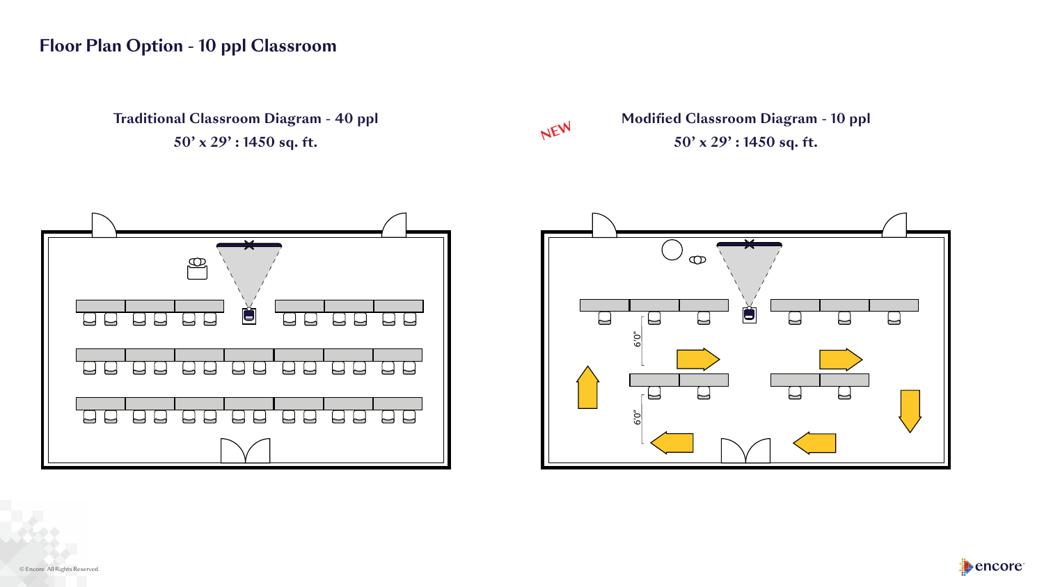# Floor Plan Option - 10 ppl Classroom

**Traditional Classroom Diagram - 40 ppl**
**50' x 29' : 1450 sq. ft.**

NEW

**Modified Classroom Diagram - 10 ppl**
**50' x 29' : 1450 sq. ft.**

6'0"

6'0"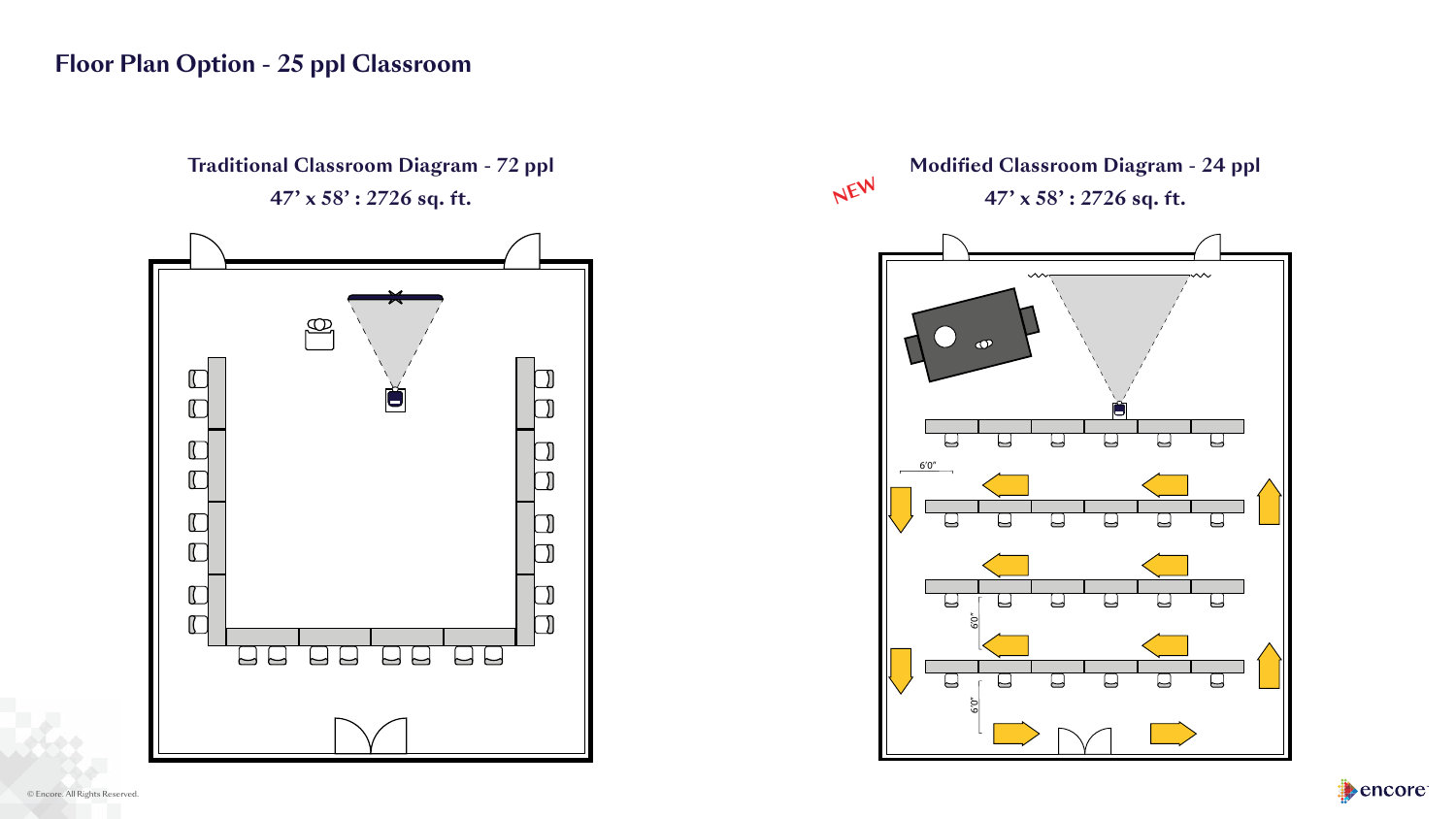# Floor Plan Option - 25 ppl Classroom

## Traditional Classroom Diagram - 72 ppl

**47' x 58' : 2726 sq. ft.**

## Modified Classroom Diagram - 24 ppl

NEW

**47' x 58' : 2726 sq. ft.**

6'0"

6'0"

6'0"

© Encore. All Rights Reserved.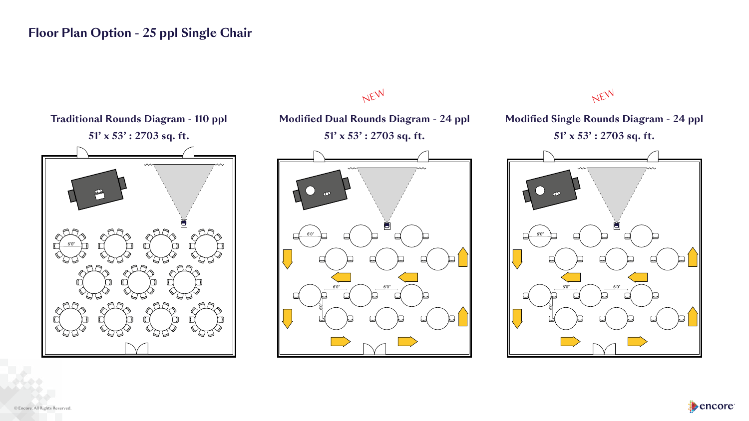# Floor Plan Option - 25 ppl Single Chair

**Traditional Rounds Diagram - 110 ppl**

**51' x 53' : 2703 sq. ft.**

6'0"

NEW

**Modified Dual Rounds Diagram - 24 ppl**

**51' x 53' : 2703 sq. ft.**

6'0"

6'0"

6'0"

6'0"

NEW

**Modified Single Rounds Diagram - 24 ppl**

**51' x 53' : 2703 sq. ft.**

6'0"

6'0"

6'0"

6'0"

© Encore. All Rights Reserved.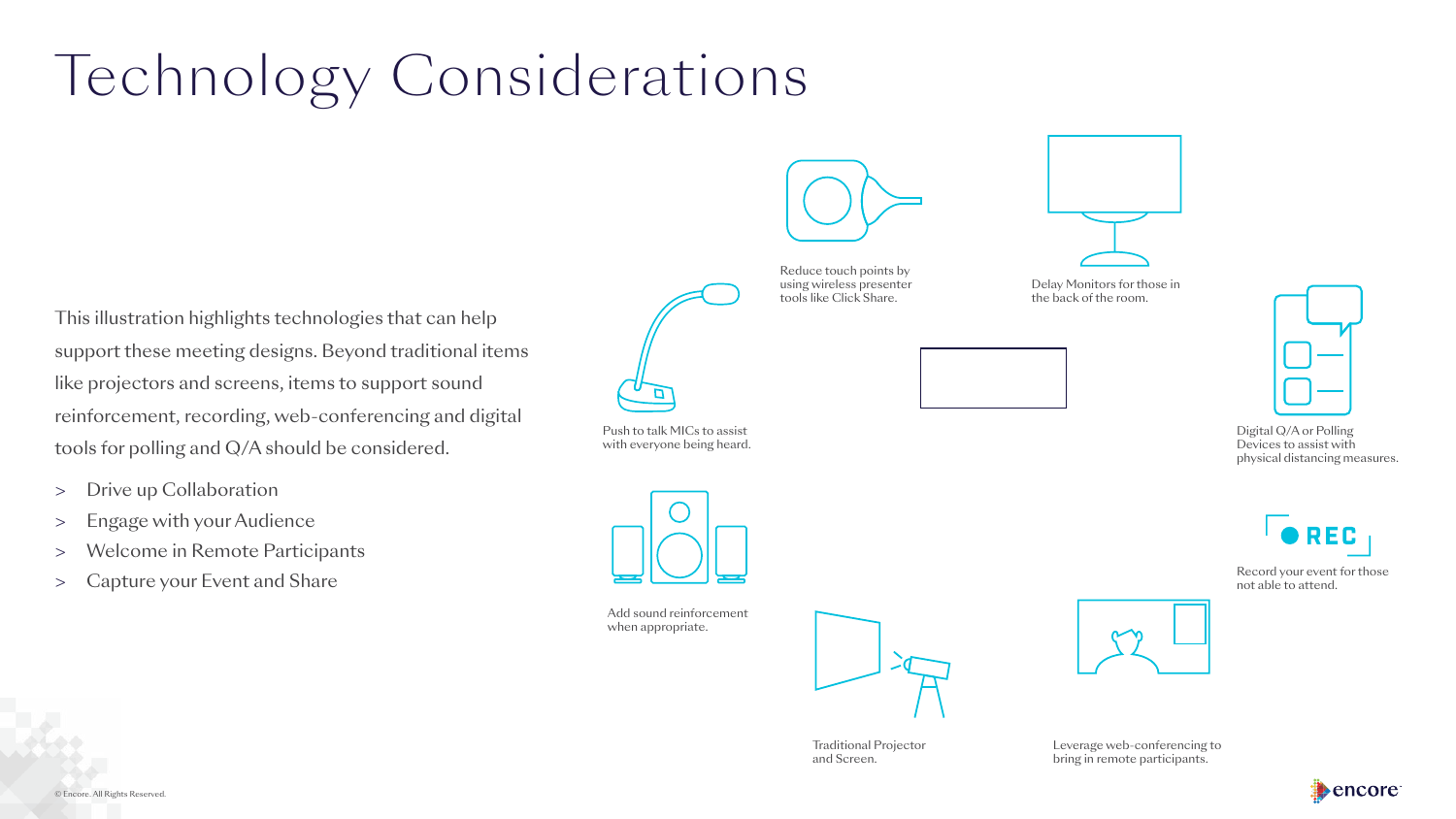# Technology Considerations

This illustration highlights technologies that can help support these meeting designs. Beyond traditional items like projectors and screens, items to support sound reinforcement, recording, web-conferencing and digital tools for polling and Q/A should be considered.

- Drive up Collaboration
- Engage with your Audience
- Welcome in Remote Participants
- Capture your Event and Share

Reduce touch points by using wireless presenter tools like Click Share.

Delay Monitors for those in the back of the room.

Push to talk MICs to assist with everyone being heard.

Digital Q/A or Polling Devices to assist with physical distancing measures.

REC

Record your event for those not able to attend.

Add sound reinforcement when appropriate.

Traditional Projector and Screen.

Leverage web-conferencing to bring in remote participants.

© Encore. All Rights Reserved.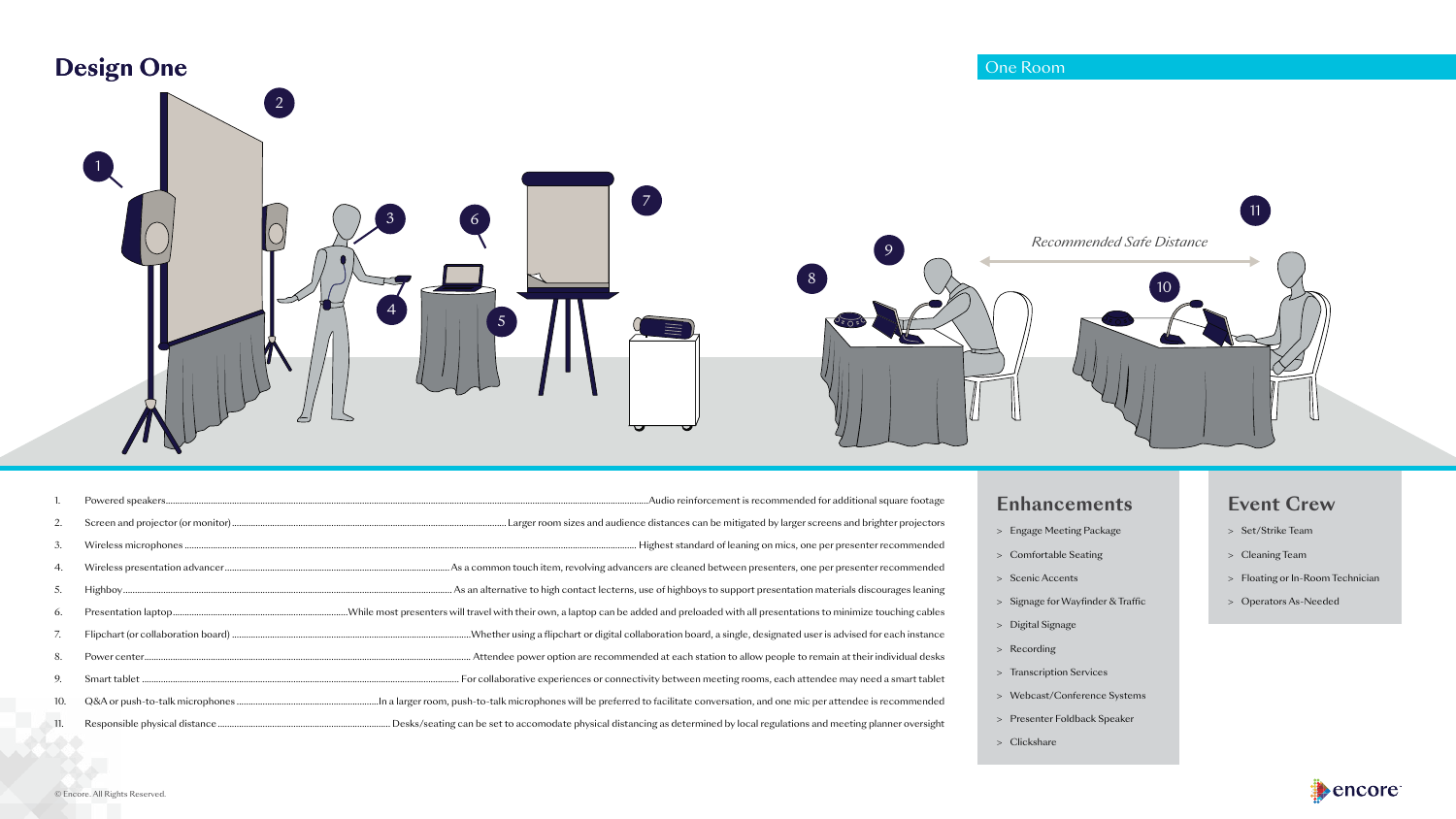# Design One

One Room

*Recommended Safe Distance*

1. Powered speakers — Audio reinforcement is recommended for additional square footage
2. Screen and projector (or monitor) — Larger room sizes and audience distances can be mitigated by larger screens and brighter projectors
3. Wireless microphones — Highest standard of leaning on mics, one per presenter recommended
4. Wireless presentation advancer — As a common touch item, revolving advancers are cleaned between presenters, one per presenter recommended
5. Highboy — As an alternative to high contact lecterns, use of highboys to support presentation materials discourages leaning
6. Presentation laptop — While most presenters will travel with their own, a laptop can be added and preloaded with all presentations to minimize touching cables
7. Flipchart (or collaboration board) — Whether using a flipchart or digital collaboration board, a single, designated user is advised for each instance
8. Power center — Attendee power option are recommended at each station to allow people to remain at their individual desks
9. Smart tablet — For collaborative experiences or connectivity between meeting rooms, each attendee may need a smart tablet
10. Q&A or push-to-talk microphones — In a larger room, push-to-talk microphones will be preferred to facilitate conversation, and one mic per attendee is recommended
11. Responsible physical distance — Desks/seating can be set to accomodate physical distancing as determined by local regulations and meeting planner oversight

## Enhancements

- Engage Meeting Package
- Comfortable Seating
- Scenic Accents
- Signage for Wayfinder & Traffic
- Digital Signage
- Recording
- Transcription Services
- Webcast/Conference Systems
- Presenter Foldback Speaker
- Clickshare

## Event Crew

- Set/Strike Team
- Cleaning Team
- Floating or In-Room Technician
- Operators As-Needed

© Encore. All Rights Reserved.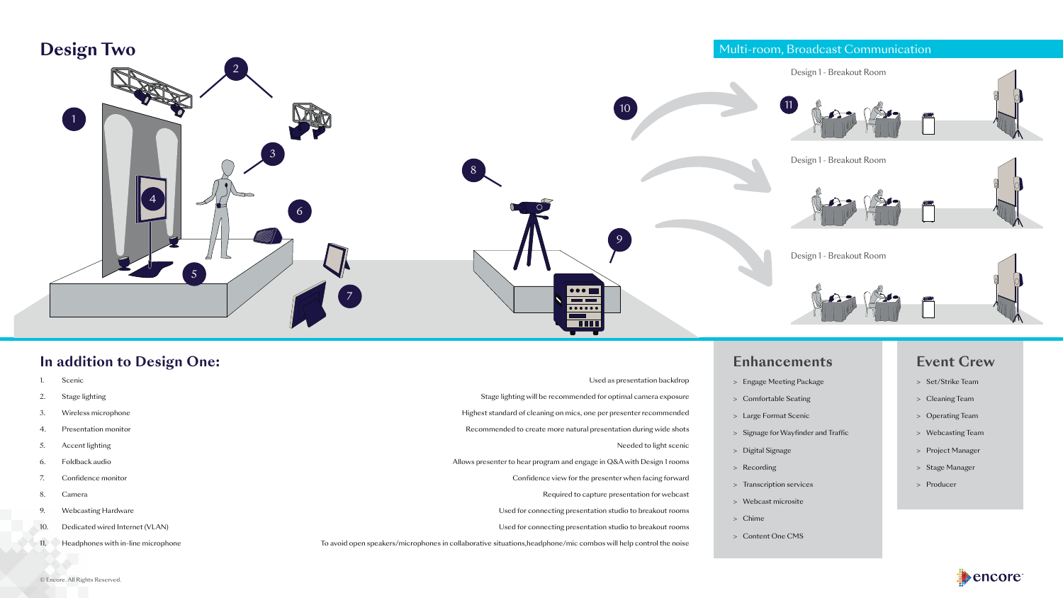# Design Two

## Multi-room, Broadcast Communication

Design 1 - Breakout Room

Design 1 - Breakout Room

Design 1 - Breakout Room

## In addition to Design One:

| | Item | Description |
|---|---|---|
| 1. | Scenic | Used as presentation backdrop |
| 2. | Stage lighting | Stage lighting will be recommended for optimal camera exposure |
| 3. | Wireless microphone | Highest standard of cleaning on mics, one per presenter recommended |
| 4. | Presentation monitor | Recommended to create more natural presentation during wide shots |
| 5. | Accent lighting | Needed to light scenic |
| 6. | Foldback audio | Allows presenter to hear program and engage in Q&A with Design 1 rooms |
| 7. | Confidence monitor | Confidence view for the presenter when facing forward |
| 8. | Camera | Required to capture presentation for webcast |
| 9. | Webcasting Hardware | Used for connecting presentation studio to breakout rooms |
| 10. | Dedicated wired Internet (VLAN) | Used for connecting presentation studio to breakout rooms |
| 11. | Headphones with in-line microphone | To avoid open speakers/microphones in collaborative situations,headphone/mic combos will help control the noise |

## Enhancements

- Engage Meeting Package
- Comfortable Seating
- Large Format Scenic
- Signage for Wayfinder and Traffic
- Digital Signage
- Recording
- Transcription services
- Webcast microsite
- Chime
- Content One CMS

## Event Crew

- Set/Strike Team
- Cleaning Team
- Operating Team
- Webcasting Team
- Project Manager
- Stage Manager
- Producer

© Encore. All Rights Reserved.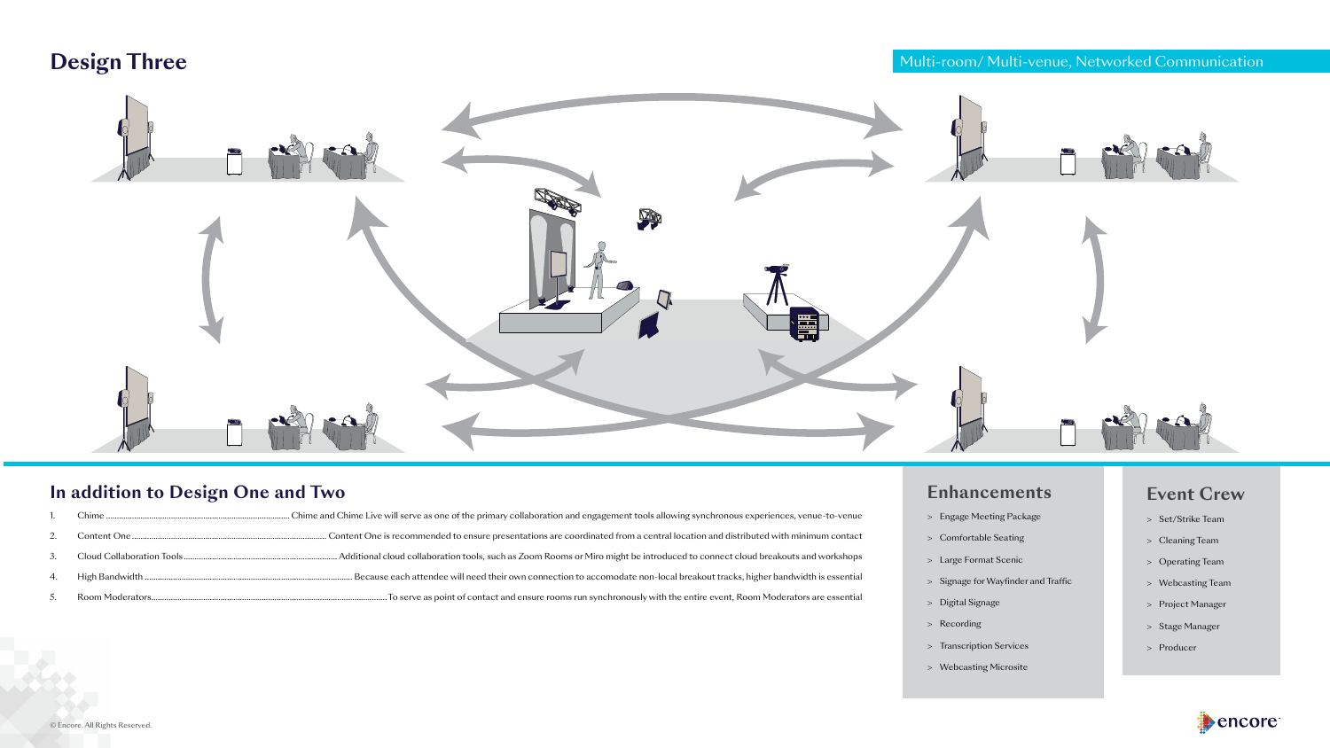# Design Three

Multi-room/ Multi-venue, Networked Communication

## In addition to Design One and Two

1. Chime ........ Chime and Chime Live will serve as one of the primary collaboration and engagement tools allowing synchronous experiences, venue-to-venue
2. Content One ........ Content One is recommended to ensure presentations are coordinated from a central location and distributed with minimum contact
3. Cloud Collaboration Tools ........ Additional cloud collaboration tools, such as Zoom Rooms or Miro might be introduced to connect cloud breakouts and workshops
4. High Bandwidth ........ Because each attendee will need their own connection to accomodate non-local breakout tracks, higher bandwidth is essential
5. Room Moderators........ To serve as point of contact and ensure rooms run synchronously with the entire event, Room Moderators are essential

## Enhancements

- Engage Meeting Package
- Comfortable Seating
- Large Format Scenic
- Signage for Wayfinder and Traffic
- Digital Signage
- Recording
- Transcription Services
- Webcasting Microsite

## Event Crew

- Set/Strike Team
- Cleaning Team
- Operating Team
- Webcasting Team
- Project Manager
- Stage Manager
- Producer

© Encore. All Rights Reserved.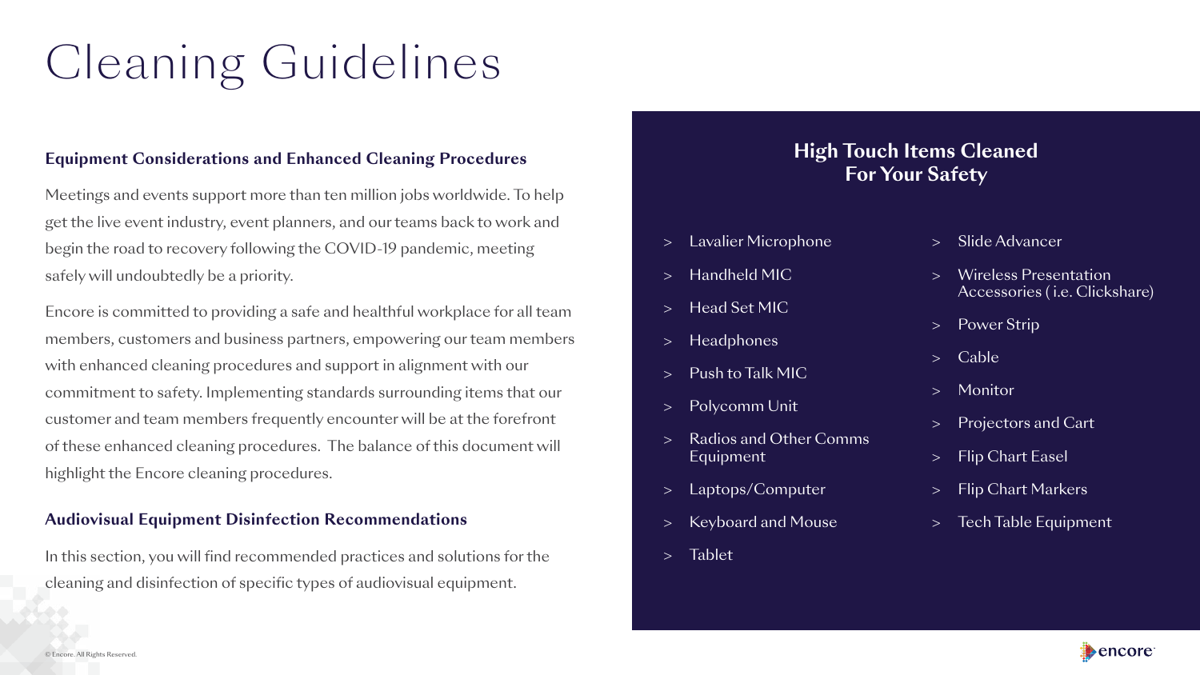# Cleaning Guidelines

### Equipment Considerations and Enhanced Cleaning Procedures

Meetings and events support more than ten million jobs worldwide. To help get the live event industry, event planners, and our teams back to work and begin the road to recovery following the COVID-19 pandemic, meeting safely will undoubtedly be a priority.

Encore is committed to providing a safe and healthful workplace for all team members, customers and business partners, empowering our team members with enhanced cleaning procedures and support in alignment with our commitment to safety. Implementing standards surrounding items that our customer and team members frequently encounter will be at the forefront of these enhanced cleaning procedures. The balance of this document will highlight the Encore cleaning procedures.

### Audiovisual Equipment Disinfection Recommendations

In this section, you will find recommended practices and solutions for the cleaning and disinfection of specific types of audiovisual equipment.

## High Touch Items Cleaned For Your Safety

- Lavalier Microphone
- Handheld MIC
- Head Set MIC
- Headphones
- Push to Talk MIC
- Polycomm Unit
- Radios and Other Comms Equipment
- Laptops/Computer
- Keyboard and Mouse
- Tablet
- Slide Advancer
- Wireless Presentation Accessories ( i.e. Clickshare)
- Power Strip
- Cable
- Monitor
- Projectors and Cart
- Flip Chart Easel
- Flip Chart Markers
- Tech Table Equipment

© Encore. All Rights Reserved.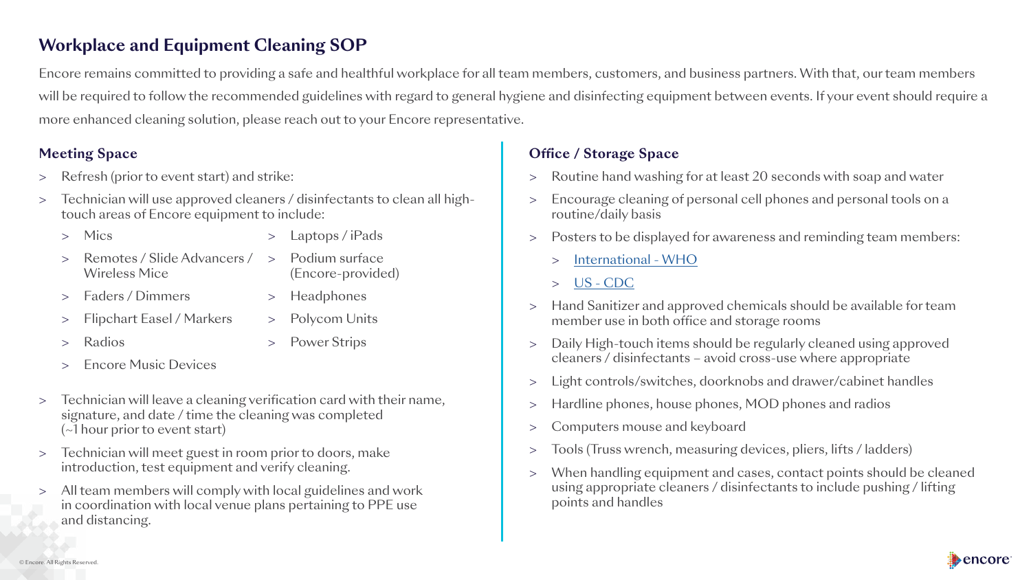## Workplace and Equipment Cleaning SOP

Encore remains committed to providing a safe and healthful workplace for all team members, customers, and business partners. With that, our team members will be required to follow the recommended guidelines with regard to general hygiene and disinfecting equipment between events. If your event should require a more enhanced cleaning solution, please reach out to your Encore representative.

### Meeting Space

- Refresh (prior to event start) and strike:
- Technician will use approved cleaners / disinfectants to clean all high-touch areas of Encore equipment to include:
  - Mics
  - Remotes / Slide Advancers / Wireless Mice
  - Faders / Dimmers
  - Flipchart Easel / Markers
  - Radios
  - Encore Music Devices
  - Laptops / iPads
  - Podium surface (Encore-provided)
  - Headphones
  - Polycom Units
  - Power Strips
- Technician will leave a cleaning verification card with their name, signature, and date / time the cleaning was completed (~1 hour prior to event start)
- Technician will meet guest in room prior to doors, make introduction, test equipment and verify cleaning.
- All team members will comply with local guidelines and work in coordination with local venue plans pertaining to PPE use and distancing.

### Office / Storage Space

- Routine hand washing for at least 20 seconds with soap and water
- Encourage cleaning of personal cell phones and personal tools on a routine/daily basis
- Posters to be displayed for awareness and reminding team members:
  - International - WHO
  - US - CDC
- Hand Sanitizer and approved chemicals should be available for team member use in both office and storage rooms
- Daily High-touch items should be regularly cleaned using approved cleaners / disinfectants – avoid cross-use where appropriate
- Light controls/switches, doorknobs and drawer/cabinet handles
- Hardline phones, house phones, MOD phones and radios
- Computers mouse and keyboard
- Tools (Truss wrench, measuring devices, pliers, lifts / ladders)
- When handling equipment and cases, contact points should be cleaned using appropriate cleaners / disinfectants to include pushing / lifting points and handles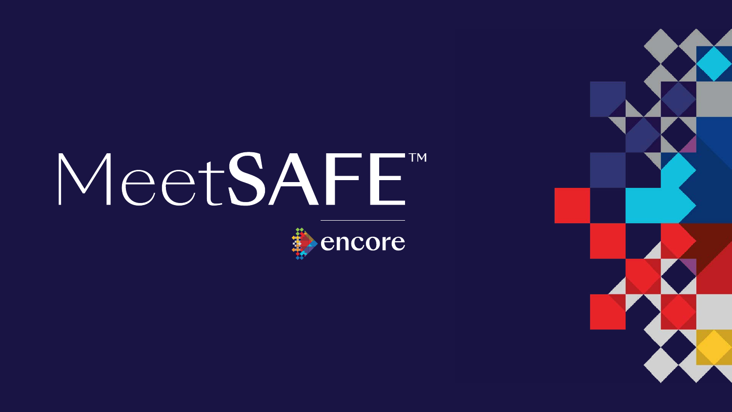# MeetSAFE™

encore